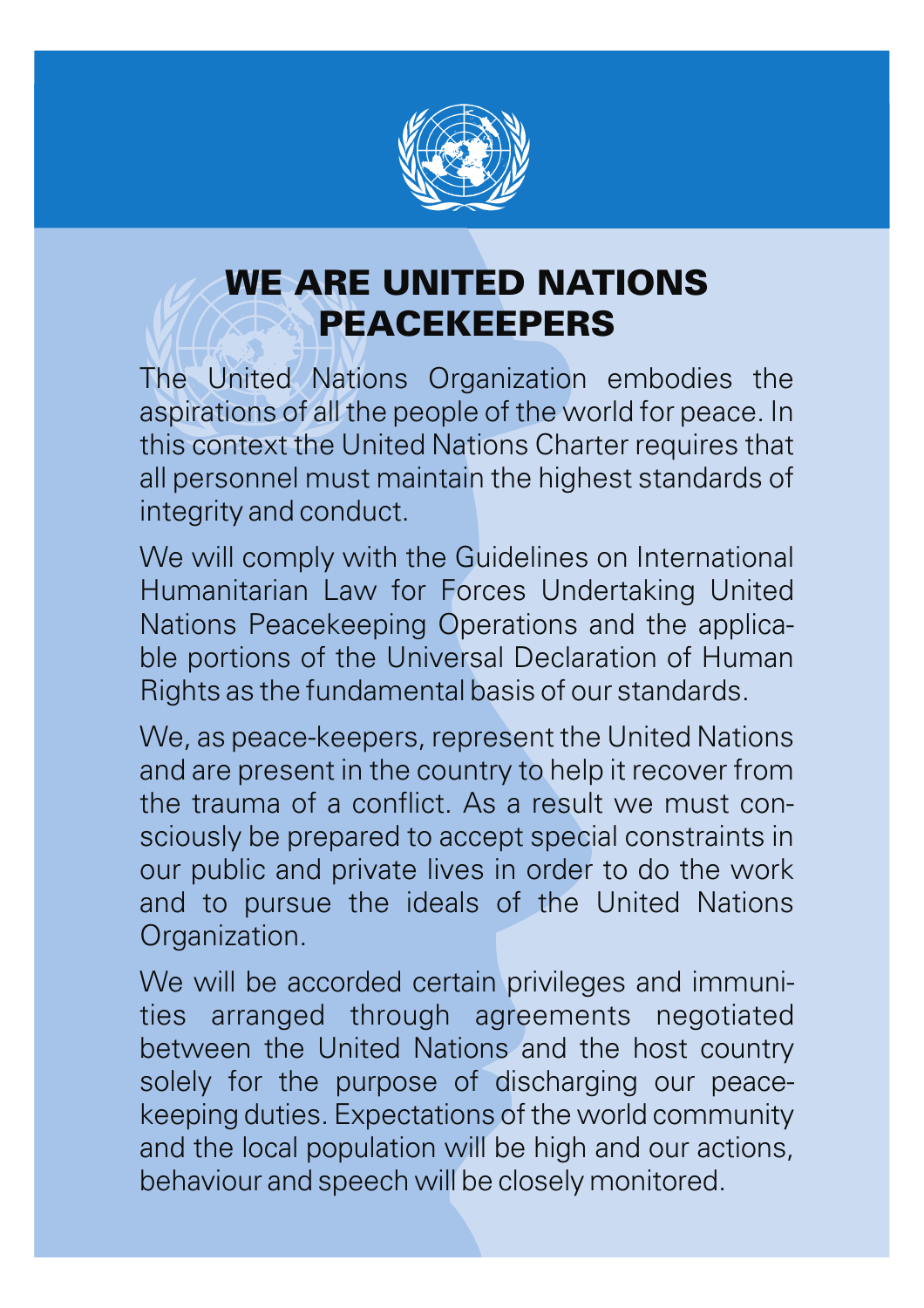# WE ARE UNITED NATIONS PEACEKEEPERS

The United Nations Organization embodies the aspirations of all the people of the world for peace. In this context the United Nations Charter requires that all personnel must maintain the highest standards of integrity and conduct.

We will comply with the Guidelines on International Humanitarian Law for Forces Undertaking United Nations Peacekeeping Operations and the applicable portions of the Universal Declaration of Human Rights as the fundamental basis of our standards.

We, as peace-keepers, represent the United Nations and are present in the country to help it recover from the trauma of a conflict. As a result we must consciously be prepared to accept special constraints in our public and private lives in order to do the work and to pursue the ideals of the United Nations Organization.

We will be accorded certain privileges and immunities arranged through agreements negotiated between the United Nations and the host country solely for the purpose of discharging our peacekeeping duties. Expectations of the world community and the local population will be high and our actions, behaviour and speech will be closely monitored.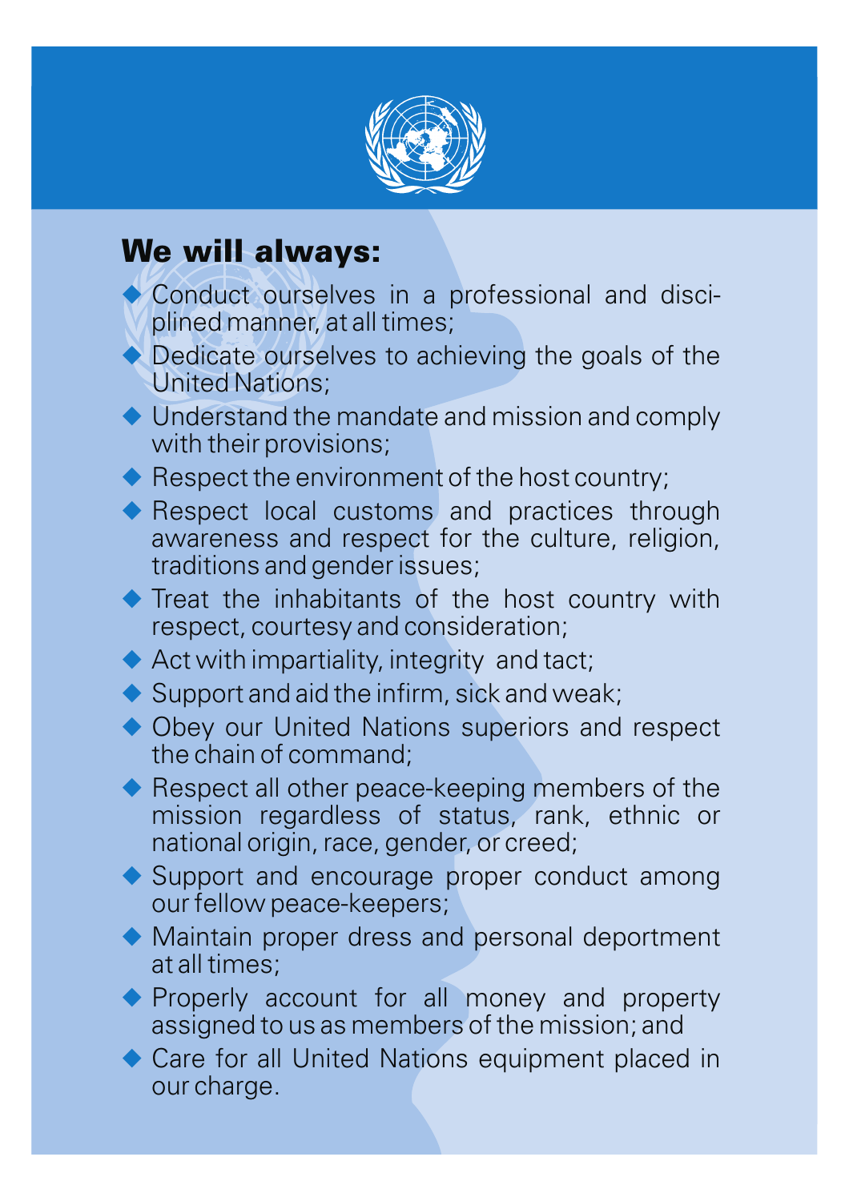## We will always:

- Conduct ourselves in a professional and disciplined manner, at all times;
- Dedicate ourselves to achieving the goals of the United Nations;
- Understand the mandate and mission and comply with their provisions;
- Respect the environment of the host country;
- Respect local customs and practices through awareness and respect for the culture, religion, traditions and gender issues;
- Treat the inhabitants of the host country with respect, courtesy and consideration;
- Act with impartiality, integrity and tact;
- Support and aid the infirm, sick and weak;
- Obey our United Nations superiors and respect the chain of command;
- Respect all other peace-keeping members of the mission regardless of status, rank, ethnic or national origin, race, gender, or creed;
- Support and encourage proper conduct among our fellow peace-keepers;
- Maintain proper dress and personal deportment at all times;
- Properly account for all money and property assigned to us as members of the mission; and
- Care for all United Nations equipment placed in our charge.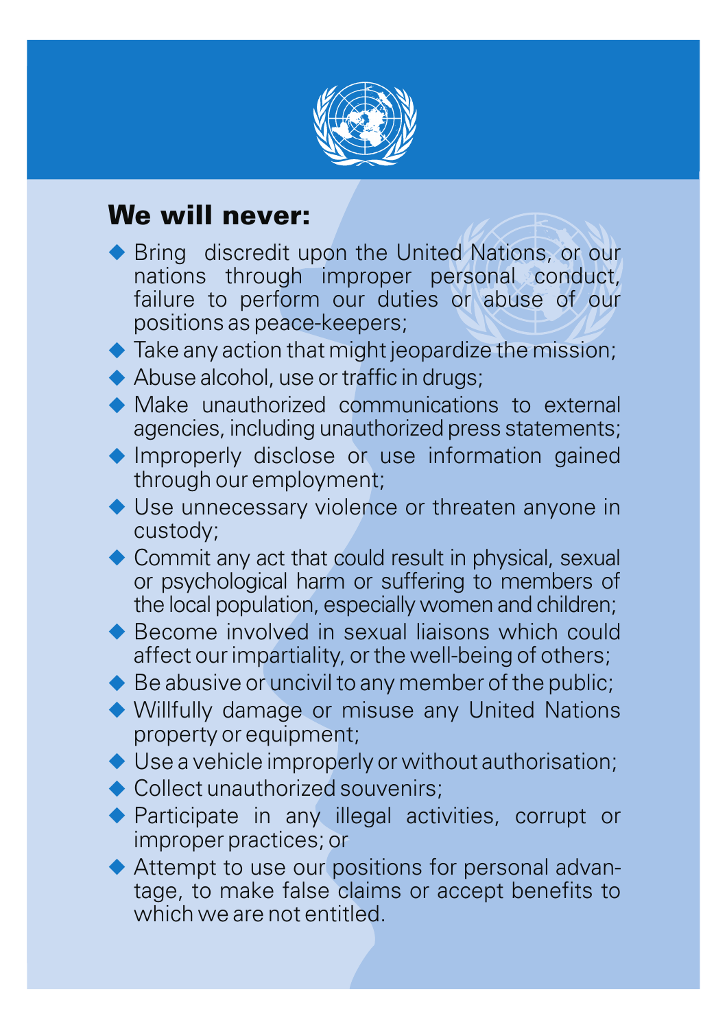## We will never:

- Bring discredit upon the United Nations, or our nations through improper personal conduct, failure to perform our duties or abuse of our positions as peace-keepers;
- Take any action that might jeopardize the mission;
- Abuse alcohol, use or traffic in drugs;
- Make unauthorized communications to external agencies, including unauthorized press statements;
- Improperly disclose or use information gained through our employment;
- Use unnecessary violence or threaten anyone in custody;
- Commit any act that could result in physical, sexual or psychological harm or suffering to members of the local population, especially women and children;
- Become involved in sexual liaisons which could affect our impartiality, or the well-being of others;
- Be abusive or uncivil to any member of the public;
- Willfully damage or misuse any United Nations property or equipment;
- Use a vehicle improperly or without authorisation;
- Collect unauthorized souvenirs;
- Participate in any illegal activities, corrupt or improper practices; or
- Attempt to use our positions for personal advantage, to make false claims or accept benefits to which we are not entitled.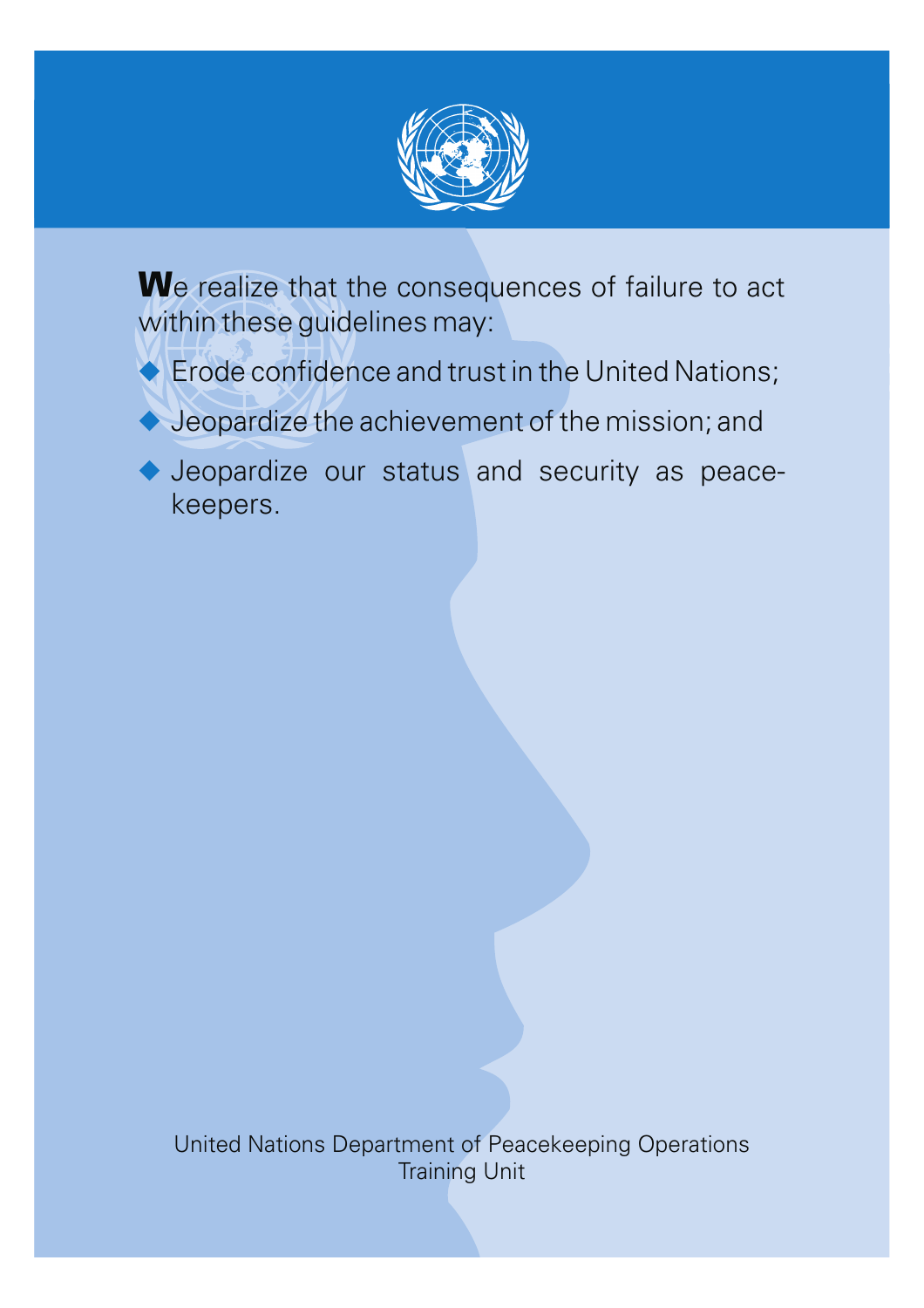We realize that the consequences of failure to act within these guidelines may:

- Erode confidence and trust in the United Nations;
- Jeopardize the achievement of the mission; and
- Jeopardize our status and security as peace-keepers.

United Nations Department of Peacekeeping Operations
Training Unit